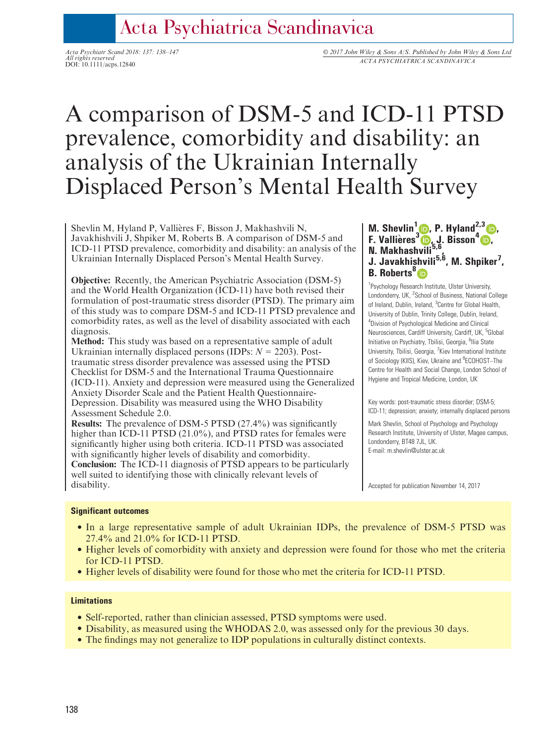# A comparison of DSM-5 and ICD-11 PTSD prevalence, comorbidity and disability: an analysis of the Ukrainian Internally Displaced Person's Mental Health Survey

Shevlin M, Hyland P, Vallières F, Bisson J, Makhashvili N, Javakhishvili J, Shpiker M, Roberts B. A comparison of DSM-5 and ICD-11 PTSD prevalence, comorbidity and disability: an analysis of the Ukrainian Internally Displaced Person's Mental Health Survey.

**Objective:** Recently, the American Psychiatric Association (DSM-5) and the World Health Organization (ICD-11) have both revised their formulation of post-traumatic stress disorder (PTSD). The primary aim of this study was to compare DSM-5 and ICD-11 PTSD prevalence and comorbidity rates, as well as the level of disability associated with each diagnosis.

**Method:** This study was based on a representative sample of adult Ukrainian internally displaced persons (IDPs: $N = 2203$). Post-traumatic stress disorder prevalence was assessed using the PTSD Checklist for DSM-5 and the International Trauma Questionnaire (ICD-11). Anxiety and depression were measured using the Generalized Anxiety Disorder Scale and the Patient Health Questionnaire-Depression. Disability was measured using the WHO Disability Assessment Schedule 2.0.

**Results:** The prevalence of DSM-5 PTSD (27.4%) was significantly higher than ICD-11 PTSD (21.0%), and PTSD rates for females were significantly higher using both criteria. ICD-11 PTSD was associated with significantly higher levels of disability and comorbidity.

**Conclusion:** The ICD-11 diagnosis of PTSD appears to be particularly well suited to identifying those with clinically relevant levels of disability.

**M. Shevlin**[1], **P. Hyland**[2,3], **F. Vallières**[3], **J. Bisson**[4], **N. Makhashvili**[5,6], **J. Javakhishvili**[5,6], **M. Shpiker**[7], **B. Roberts**[8]

[1]Psychology Research Institute, Ulster University, Londonderry, UK, [2]School of Business, National College of Ireland, Dublin, Ireland, [3]Centre for Global Health, University of Dublin, Trinity College, Dublin, Ireland, [4]Division of Psychological Medicine and Clinical Neurosciences, Cardiff University, Cardiff, UK, [5]Global Initiative on Psychiatry, Tbilisi, Georgia, [6]Ilia State University, Tbilisi, Georgia, [7]Kiev International Institute of Sociology (KIIS), Kiev, Ukraine and [8]ECOHOST–The Centre for Health and Social Change, London School of Hygiene and Tropical Medicine, London, UK

Key words: post-traumatic stress disorder; DSM-5; ICD-11; depression; anxiety; internally displaced persons

Mark Shevlin, School of Psychology and Psychology Research Institute, University of Ulster, Magee campus, Londonderry, BT48 7JL, UK.
E-mail: m.shevlin@ulster.ac.uk

Accepted for publication November 14, 2017

### Significant outcomes

- In a large representative sample of adult Ukrainian IDPs, the prevalence of DSM-5 PTSD was 27.4% and 21.0% for ICD-11 PTSD.
- Higher levels of comorbidity with anxiety and depression were found for those who met the criteria for ICD-11 PTSD.
- Higher levels of disability were found for those who met the criteria for ICD-11 PTSD.

### Limitations

- Self-reported, rather than clinician assessed, PTSD symptoms were used.
- Disability, as measured using the WHODAS 2.0, was assessed only for the previous 30 days.
- The findings may not generalize to IDP populations in culturally distinct contexts.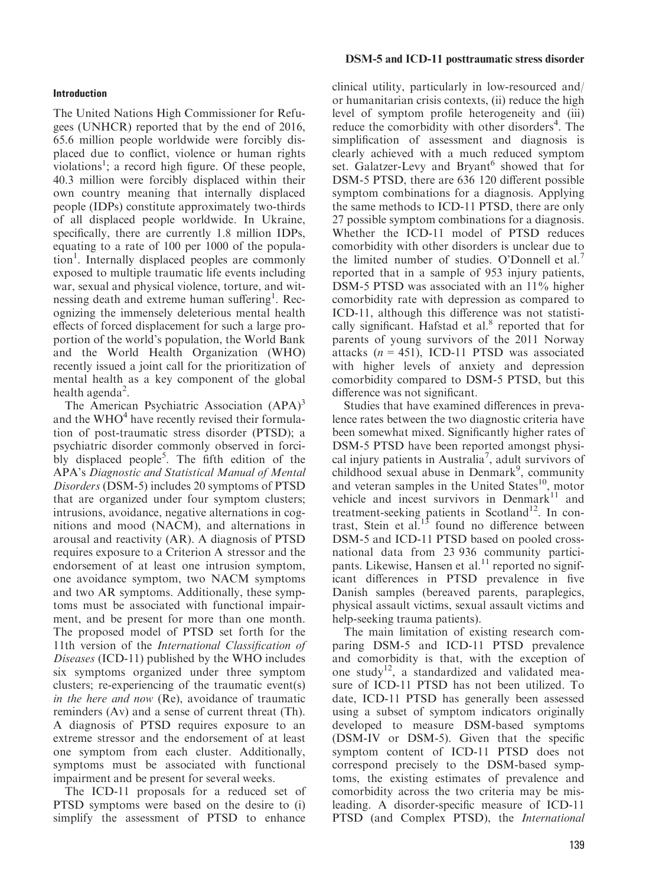## Introduction

The United Nations High Commissioner for Refugees (UNHCR) reported that by the end of 2016, 65.6 million people worldwide were forcibly displaced due to conflict, violence or human rights violations[1]; a record high figure. Of these people, 40.3 million were forcibly displaced within their own country meaning that internally displaced people (IDPs) constitute approximately two-thirds of all displaced people worldwide. In Ukraine, specifically, there are currently 1.8 million IDPs, equating to a rate of 100 per 1000 of the population[1]. Internally displaced peoples are commonly exposed to multiple traumatic life events including war, sexual and physical violence, torture, and witnessing death and extreme human suffering[1]. Recognizing the immensely deleterious mental health effects of forced displacement for such a large proportion of the world's population, the World Bank and the World Health Organization (WHO) recently issued a joint call for the prioritization of mental health as a key component of the global health agenda[2].

The American Psychiatric Association (APA)[3] and the WHO[4] have recently revised their formulation of post-traumatic stress disorder (PTSD); a psychiatric disorder commonly observed in forcibly displaced people[5]. The fifth edition of the APA's *Diagnostic and Statistical Manual of Mental Disorders* (DSM-5) includes 20 symptoms of PTSD that are organized under four symptom clusters; intrusions, avoidance, negative alternations in cognitions and mood (NACM), and alternations in arousal and reactivity (AR). A diagnosis of PTSD requires exposure to a Criterion A stressor and the endorsement of at least one intrusion symptom, one avoidance symptom, two NACM symptoms and two AR symptoms. Additionally, these symptoms must be associated with functional impairment, and be present for more than one month. The proposed model of PTSD set forth for the 11th version of the *International Classification of Diseases* (ICD-11) published by the WHO includes six symptoms organized under three symptom clusters; re-experiencing of the traumatic event(s) *in the here and now* (Re), avoidance of traumatic reminders (Av) and a sense of current threat (Th). A diagnosis of PTSD requires exposure to an extreme stressor and the endorsement of at least one symptom from each cluster. Additionally, symptoms must be associated with functional impairment and be present for several weeks.

The ICD-11 proposals for a reduced set of PTSD symptoms were based on the desire to (i) simplify the assessment of PTSD to enhance clinical utility, particularly in low-resourced and/or humanitarian crisis contexts, (ii) reduce the high level of symptom profile heterogeneity and (iii) reduce the comorbidity with other disorders[4]. The simplification of assessment and diagnosis is clearly achieved with a much reduced symptom set. Galatzer-Levy and Bryant[6] showed that for DSM-5 PTSD, there are 636 120 different possible symptom combinations for a diagnosis. Applying the same methods to ICD-11 PTSD, there are only 27 possible symptom combinations for a diagnosis. Whether the ICD-11 model of PTSD reduces comorbidity with other disorders is unclear due to the limited number of studies. O'Donnell et al.[7] reported that in a sample of 953 injury patients, DSM-5 PTSD was associated with an 11% higher comorbidity rate with depression as compared to ICD-11, although this difference was not statistically significant. Hafstad et al.[8] reported that for parents of young survivors of the 2011 Norway attacks ($n = 451$), ICD-11 PTSD was associated with higher levels of anxiety and depression comorbidity compared to DSM-5 PTSD, but this difference was not significant.

Studies that have examined differences in prevalence rates between the two diagnostic criteria have been somewhat mixed. Significantly higher rates of DSM-5 PTSD have been reported amongst physical injury patients in Australia[7], adult survivors of childhood sexual abuse in Denmark[9], community and veteran samples in the United States[10], motor vehicle and incest survivors in Denmark[11] and treatment-seeking patients in Scotland[12]. In contrast, Stein et al.[13] found no difference between DSM-5 and ICD-11 PTSD based on pooled cross-national data from 23 936 community participants. Likewise, Hansen et al.[11] reported no significant differences in PTSD prevalence in five Danish samples (bereaved parents, paraplegics, physical assault victims, sexual assault victims and help-seeking trauma patients).

The main limitation of existing research comparing DSM-5 and ICD-11 PTSD prevalence and comorbidity is that, with the exception of one study[12], a standardized and validated measure of ICD-11 PTSD has not been utilized. To date, ICD-11 PTSD has generally been assessed using a subset of symptom indicators originally developed to measure DSM-based symptoms (DSM-IV or DSM-5). Given that the specific symptom content of ICD-11 PTSD does not correspond precisely to the DSM-based symptoms, the existing estimates of prevalence and comorbidity across the two criteria may be misleading. A disorder-specific measure of ICD-11 PTSD (and Complex PTSD), the *International*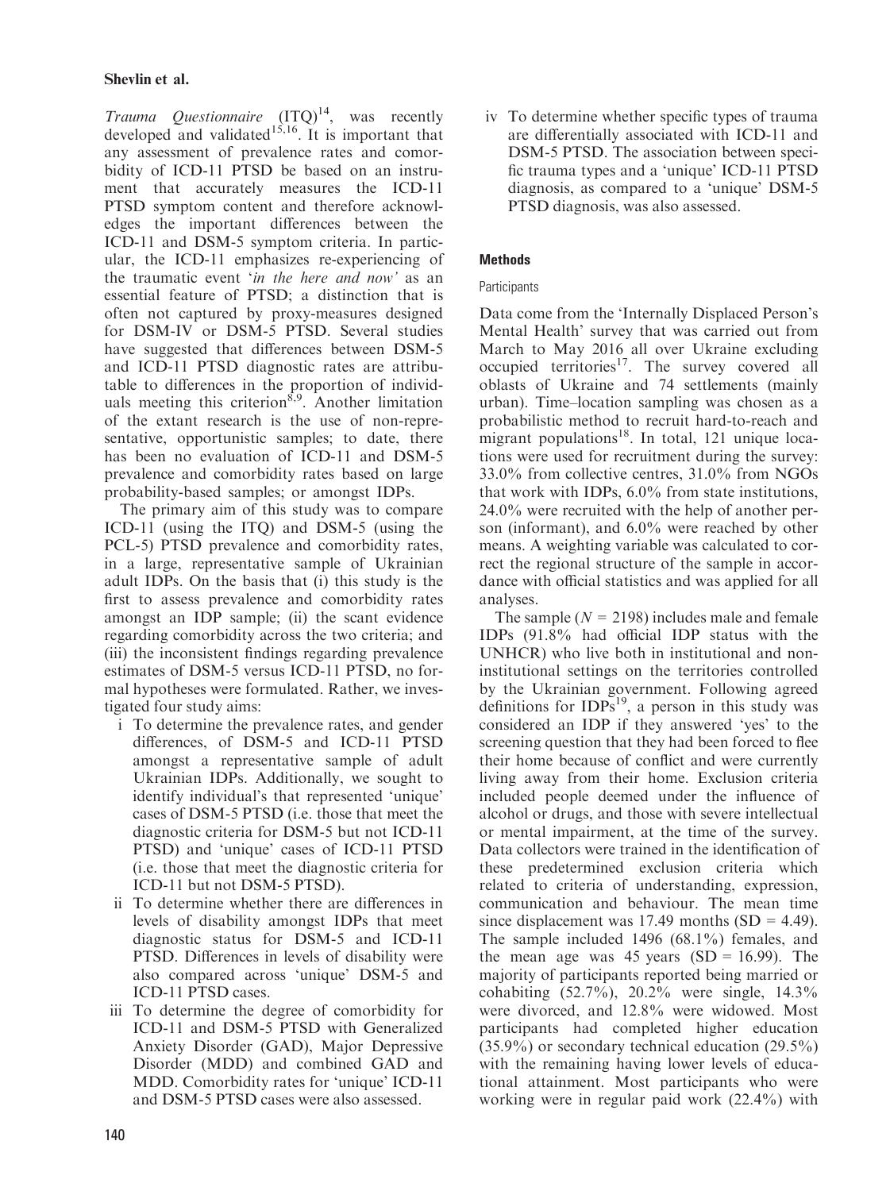*Trauma Questionnaire* (ITQ)[14], was recently developed and validated[15,16]. It is important that any assessment of prevalence rates and comorbidity of ICD-11 PTSD be based on an instrument that accurately measures the ICD-11 PTSD symptom content and therefore acknowledges the important differences between the ICD-11 and DSM-5 symptom criteria. In particular, the ICD-11 emphasizes re-experiencing of the traumatic event '*in the here and now'* as an essential feature of PTSD; a distinction that is often not captured by proxy-measures designed for DSM-IV or DSM-5 PTSD. Several studies have suggested that differences between DSM-5 and ICD-11 PTSD diagnostic rates are attributable to differences in the proportion of individuals meeting this criterion[8,9]. Another limitation of the extant research is the use of non-representative, opportunistic samples; to date, there has been no evaluation of ICD-11 and DSM-5 prevalence and comorbidity rates based on large probability-based samples; or amongst IDPs.

The primary aim of this study was to compare ICD-11 (using the ITQ) and DSM-5 (using the PCL-5) PTSD prevalence and comorbidity rates, in a large, representative sample of Ukrainian adult IDPs. On the basis that (i) this study is the first to assess prevalence and comorbidity rates amongst an IDP sample; (ii) the scant evidence regarding comorbidity across the two criteria; and (iii) the inconsistent findings regarding prevalence estimates of DSM-5 versus ICD-11 PTSD, no formal hypotheses were formulated. Rather, we investigated four study aims:

i To determine the prevalence rates, and gender differences, of DSM-5 and ICD-11 PTSD amongst a representative sample of adult Ukrainian IDPs. Additionally, we sought to identify individual's that represented 'unique' cases of DSM-5 PTSD (i.e. those that meet the diagnostic criteria for DSM-5 but not ICD-11 PTSD) and 'unique' cases of ICD-11 PTSD (i.e. those that meet the diagnostic criteria for ICD-11 but not DSM-5 PTSD).

ii To determine whether there are differences in levels of disability amongst IDPs that meet diagnostic status for DSM-5 and ICD-11 PTSD. Differences in levels of disability were also compared across 'unique' DSM-5 and ICD-11 PTSD cases.

iii To determine the degree of comorbidity for ICD-11 and DSM-5 PTSD with Generalized Anxiety Disorder (GAD), Major Depressive Disorder (MDD) and combined GAD and MDD. Comorbidity rates for 'unique' ICD-11 and DSM-5 PTSD cases were also assessed.

iv To determine whether specific types of trauma are differentially associated with ICD-11 and DSM-5 PTSD. The association between specific trauma types and a 'unique' ICD-11 PTSD diagnosis, as compared to a 'unique' DSM-5 PTSD diagnosis, was also assessed.

## Methods

### Participants

Data come from the 'Internally Displaced Person's Mental Health' survey that was carried out from March to May 2016 all over Ukraine excluding occupied territories[17]. The survey covered all oblasts of Ukraine and 74 settlements (mainly urban). Time–location sampling was chosen as a probabilistic method to recruit hard-to-reach and migrant populations[18]. In total, 121 unique locations were used for recruitment during the survey: 33.0% from collective centres, 31.0% from NGOs that work with IDPs, 6.0% from state institutions, 24.0% were recruited with the help of another person (informant), and 6.0% were reached by other means. A weighting variable was calculated to correct the regional structure of the sample in accordance with official statistics and was applied for all analyses.

The sample ($N$ = 2198) includes male and female IDPs (91.8% had official IDP status with the UNHCR) who live both in institutional and non-institutional settings on the territories controlled by the Ukrainian government. Following agreed definitions for IDPs[19], a person in this study was considered an IDP if they answered 'yes' to the screening question that they had been forced to flee their home because of conflict and were currently living away from their home. Exclusion criteria included people deemed under the influence of alcohol or drugs, and those with severe intellectual or mental impairment, at the time of the survey. Data collectors were trained in the identification of these predetermined exclusion criteria which related to criteria of understanding, expression, communication and behaviour. The mean time since displacement was 17.49 months (SD = 4.49). The sample included 1496 (68.1%) females, and the mean age was 45 years (SD = 16.99). The majority of participants reported being married or cohabiting (52.7%), 20.2% were single, 14.3% were divorced, and 12.8% were widowed. Most participants had completed higher education (35.9%) or secondary technical education (29.5%) with the remaining having lower levels of educational attainment. Most participants who were working were in regular paid work (22.4%) with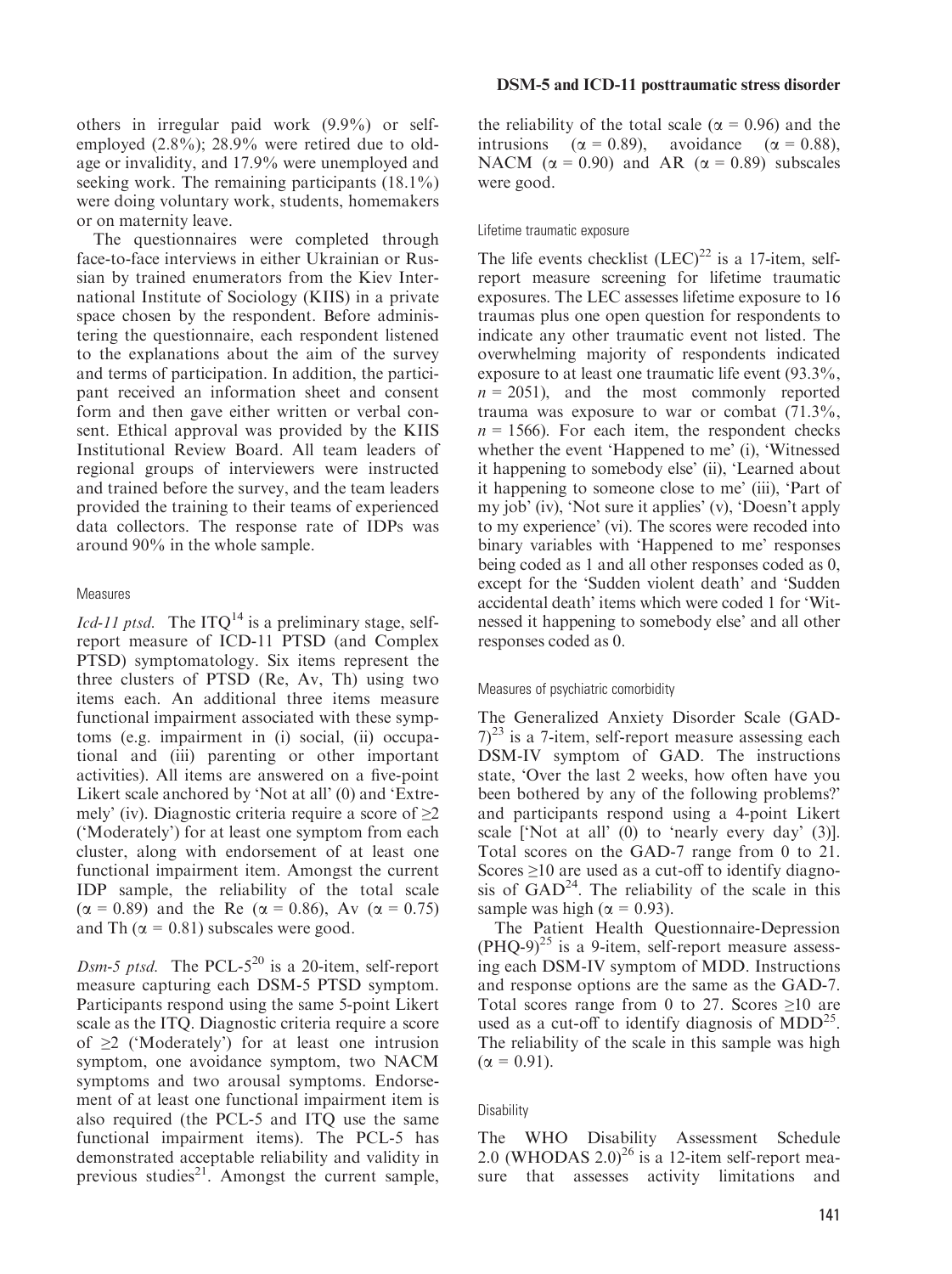others in irregular paid work (9.9%) or self-employed (2.8%); 28.9% were retired due to old-age or invalidity, and 17.9% were unemployed and seeking work. The remaining participants (18.1%) were doing voluntary work, students, homemakers or on maternity leave.

The questionnaires were completed through face-to-face interviews in either Ukrainian or Russian by trained enumerators from the Kiev International Institute of Sociology (KIIS) in a private space chosen by the respondent. Before administering the questionnaire, each respondent listened to the explanations about the aim of the survey and terms of participation. In addition, the participant received an information sheet and consent form and then gave either written or verbal consent. Ethical approval was provided by the KIIS Institutional Review Board. All team leaders of regional groups of interviewers were instructed and trained before the survey, and the team leaders provided the training to their teams of experienced data collectors. The response rate of IDPs was around 90% in the whole sample.

### Measures

*Icd-11 ptsd.* The ITQ[14] is a preliminary stage, self-report measure of ICD-11 PTSD (and Complex PTSD) symptomatology. Six items represent the three clusters of PTSD (Re, Av, Th) using two items each. An additional three items measure functional impairment associated with these symptoms (e.g. impairment in (i) social, (ii) occupational and (iii) parenting or other important activities). All items are answered on a five-point Likert scale anchored by 'Not at all' (0) and 'Extremely' (iv). Diagnostic criteria require a score of ≥2 ('Moderately') for at least one symptom from each cluster, along with endorsement of at least one functional impairment item. Amongst the current IDP sample, the reliability of the total scale ($\alpha = 0.89$) and the Re ($\alpha = 0.86$), Av ($\alpha = 0.75$) and Th ($\alpha = 0.81$) subscales were good.

*Dsm-5 ptsd.* The PCL-5[20] is a 20-item, self-report measure capturing each DSM-5 PTSD symptom. Participants respond using the same 5-point Likert scale as the ITQ. Diagnostic criteria require a score of ≥2 ('Moderately') for at least one intrusion symptom, one avoidance symptom, two NACM symptoms and two arousal symptoms. Endorsement of at least one functional impairment item is also required (the PCL-5 and ITQ use the same functional impairment items). The PCL-5 has demonstrated acceptable reliability and validity in previous studies[21]. Amongst the current sample, the reliability of the total scale ($\alpha = 0.96$) and the intrusions ($\alpha = 0.89$), avoidance ($\alpha = 0.88$), NACM ($\alpha = 0.90$) and AR ($\alpha = 0.89$) subscales were good.

### Lifetime traumatic exposure

The life events checklist (LEC)[22] is a 17-item, self-report measure screening for lifetime traumatic exposures. The LEC assesses lifetime exposure to 16 traumas plus one open question for respondents to indicate any other traumatic event not listed. The overwhelming majority of respondents indicated exposure to at least one traumatic life event (93.3%, $n = 2051$), and the most commonly reported trauma was exposure to war or combat (71.3%, $n = 1566$). For each item, the respondent checks whether the event 'Happened to me' (i), 'Witnessed it happening to somebody else' (ii), 'Learned about it happening to someone close to me' (iii), 'Part of my job' (iv), 'Not sure it applies' (v), 'Doesn't apply to my experience' (vi). The scores were recoded into binary variables with 'Happened to me' responses being coded as 1 and all other responses coded as 0, except for the 'Sudden violent death' and 'Sudden accidental death' items which were coded 1 for 'Witnessed it happening to somebody else' and all other responses coded as 0.

### Measures of psychiatric comorbidity

The Generalized Anxiety Disorder Scale (GAD-7)[23] is a 7-item, self-report measure assessing each DSM-IV symptom of GAD. The instructions state, 'Over the last 2 weeks, how often have you been bothered by any of the following problems?' and participants respond using a 4-point Likert scale ['Not at all' (0) to 'nearly every day' (3)]. Total scores on the GAD-7 range from 0 to 21. Scores ≥10 are used as a cut-off to identify diagnosis of GAD[24]. The reliability of the scale in this sample was high ($\alpha = 0.93$).

The Patient Health Questionnaire-Depression (PHQ-9)[25] is a 9-item, self-report measure assessing each DSM-IV symptom of MDD. Instructions and response options are the same as the GAD-7. Total scores range from 0 to 27. Scores ≥10 are used as a cut-off to identify diagnosis of MDD[25]. The reliability of the scale in this sample was high ($\alpha = 0.91$).

### Disability

The WHO Disability Assessment Schedule 2.0 (WHODAS 2.0)[26] is a 12-item self-report measure that assesses activity limitations and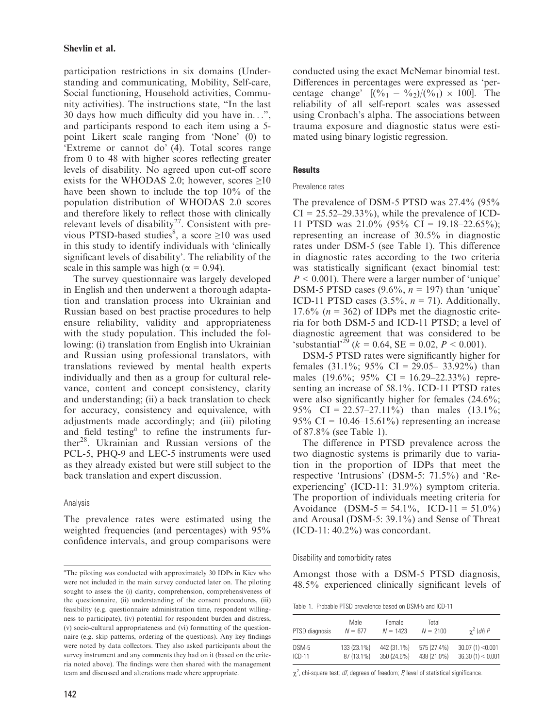participation restrictions in six domains (Understanding and communicating, Mobility, Self-care, Social functioning, Household activities, Community activities). The instructions state, "In the last 30 days how much difficulty did you have in...", and participants respond to each item using a 5-point Likert scale ranging from 'None' (0) to 'Extreme or cannot do' (4). Total scores range from 0 to 48 with higher scores reflecting greater levels of disability. No agreed upon cut-off score exists for the WHODAS 2.0; however, scores ≥10 have been shown to include the top 10% of the population distribution of WHODAS 2.0 scores and therefore likely to reflect those with clinically relevant levels of disability[27]. Consistent with previous PTSD-based studies[8], a score ≥10 was used in this study to identify individuals with 'clinically significant levels of disability'. The reliability of the scale in this sample was high ($\alpha = 0.94$).

The survey questionnaire was largely developed in English and then underwent a thorough adaptation and translation process into Ukrainian and Russian based on best practise procedures to help ensure reliability, validity and appropriateness with the study population. This included the following: (i) translation from English into Ukrainian and Russian using professional translators, with translations reviewed by mental health experts individually and then as a group for cultural relevance, content and concept consistency, clarity and understanding; (ii) a back translation to check for accuracy, consistency and equivalence, with adjustments made accordingly; and (iii) piloting and field testing[a] to refine the instruments further[28]. Ukrainian and Russian versions of the PCL-5, PHQ-9 and LEC-5 instruments were used as they already existed but were still subject to the back translation and expert discussion.

### Analysis

The prevalence rates were estimated using the weighted frequencies (and percentages) with 95% confidence intervals, and group comparisons were conducted using the exact McNemar binomial test. Differences in percentages were expressed as 'percentage change' $[(\%_1 - \%_2)/(\%_1) \times 100]$. The reliability of all self-report scales was assessed using Cronbach's alpha. The associations between trauma exposure and diagnostic status were estimated using binary logistic regression.

## Results

### Prevalence rates

The prevalence of DSM-5 PTSD was 27.4% (95% CI = 25.52–29.33%), while the prevalence of ICD-11 PTSD was 21.0% (95% CI = 19.18–22.65%); representing an increase of 30.5% in diagnostic rates under DSM-5 (see Table 1). This difference in diagnostic rates according to the two criteria was statistically significant (exact binomial test: $P < 0.001$). There were a larger number of 'unique' DSM-5 PTSD cases (9.6%, $n = 197$) than 'unique' ICD-11 PTSD cases (3.5%, $n = 71$). Additionally, 17.6% ($n = 362$) of IDPs met the diagnostic criteria for both DSM-5 and ICD-11 PTSD; a level of diagnostic agreement that was considered to be 'substantial'[29] ($k = 0.64$, SE = 0.02, $P < 0.001$).

DSM-5 PTSD rates were significantly higher for females (31.1%; 95% CI = 29.05– 33.92%) than males (19.6%; 95% CI = 16.29–22.33%) representing an increase of 58.1%. ICD-11 PTSD rates were also significantly higher for females (24.6%; 95% CI = 22.57–27.11%) than males (13.1%; 95% CI = 10.46–15.61%) representing an increase of 87.8% (see Table 1).

The difference in PTSD prevalence across the two diagnostic systems is primarily due to variation in the proportion of IDPs that meet the respective 'Intrusions' (DSM-5: 71.5%) and 'Re-experiencing' (ICD-11: 31.9%) symptom criteria. The proportion of individuals meeting criteria for Avoidance (DSM-5 = 54.1%, ICD-11 = 51.0%) and Arousal (DSM-5: 39.1%) and Sense of Threat (ICD-11: 40.2%) was concordant.

### Disability and comorbidity rates

Amongst those with a DSM-5 PTSD diagnosis, 48.5% experienced clinically significant levels of

Table 1. Probable PTSD prevalence based on DSM-5 and ICD-11

| PTSD diagnosis | Male $N = 677$ | Female $N = 1423$ | Total $N = 2100$ | $\chi^2$ (*df*) *P* |
|---|---|---|---|---|
| DSM-5 | 133 (23.1%) | 442 (31.1%) | 575 (27.4%) | 30.07 (1) <0.001 |
| ICD-11 | 87 (13.1%) | 350 (24.6%) | 438 (21.0%) | 36.30 (1) < 0.001 |

$\chi^2$, chi-square test; *df*, degrees of freedom; *P*, level of statistical significance.

[a]The piloting was conducted with approximately 30 IDPs in Kiev who were not included in the main survey conducted later on. The piloting sought to assess the (i) clarity, comprehension, comprehensiveness of the questionnaire, (ii) understanding of the consent procedures, (iii) feasibility (e.g. questionnaire administration time, respondent willingness to participate), (iv) potential for respondent burden and distress, (v) socio-cultural appropriateness and (vi) formatting of the questionnaire (e.g. skip patterns, ordering of the questions). Any key findings were noted by data collectors. They also asked participants about the survey instrument and any comments they had on it (based on the criteria noted above). The findings were then shared with the management team and discussed and alterations made where appropriate.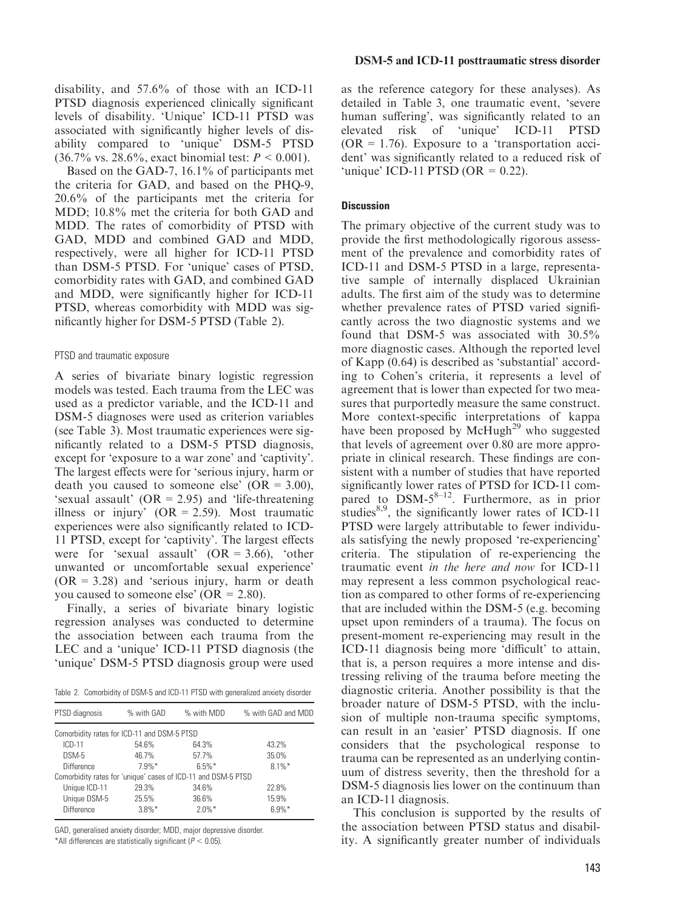disability, and 57.6% of those with an ICD-11 PTSD diagnosis experienced clinically significant levels of disability. 'Unique' ICD-11 PTSD was associated with significantly higher levels of disability compared to 'unique' DSM-5 PTSD (36.7% vs. 28.6%, exact binomial test: $P < 0.001$).

Based on the GAD-7, 16.1% of participants met the criteria for GAD, and based on the PHQ-9, 20.6% of the participants met the criteria for MDD; 10.8% met the criteria for both GAD and MDD. The rates of comorbidity of PTSD with GAD, MDD and combined GAD and MDD, respectively, were all higher for ICD-11 PTSD than DSM-5 PTSD. For 'unique' cases of PTSD, comorbidity rates with GAD, and combined GAD and MDD, were significantly higher for ICD-11 PTSD, whereas comorbidity with MDD was significantly higher for DSM-5 PTSD (Table 2).

### PTSD and traumatic exposure

A series of bivariate binary logistic regression models was tested. Each trauma from the LEC was used as a predictor variable, and the ICD-11 and DSM-5 diagnoses were used as criterion variables (see Table 3). Most traumatic experiences were significantly related to a DSM-5 PTSD diagnosis, except for 'exposure to a war zone' and 'captivity'. The largest effects were for 'serious injury, harm or death you caused to someone else' (OR = 3.00), 'sexual assault' (OR = 2.95) and 'life-threatening illness or injury' (OR = 2.59). Most traumatic experiences were also significantly related to ICD-11 PTSD, except for 'captivity'. The largest effects were for 'sexual assault' (OR = 3.66), 'other unwanted or uncomfortable sexual experience' (OR = 3.28) and 'serious injury, harm or death you caused to someone else' (OR = 2.80).

Finally, a series of bivariate binary logistic regression analyses was conducted to determine the association between each trauma from the LEC and a 'unique' ICD-11 PTSD diagnosis (the 'unique' DSM-5 PTSD diagnosis group were used as the reference category for these analyses). As detailed in Table 3, one traumatic event, 'severe human suffering', was significantly related to an elevated risk of 'unique' ICD-11 PTSD (OR = 1.76). Exposure to a 'transportation accident' was significantly related to a reduced risk of 'unique' ICD-11 PTSD (OR = 0.22).

Table 2. Comorbidity of DSM-5 and ICD-11 PTSD with generalized anxiety disorder

| PTSD diagnosis | % with GAD | % with MDD | % with GAD and MDD |
|---|---|---|---|
| Comorbidity rates for ICD-11 and DSM-5 PTSD | | | |
| ICD-11 | 54.6% | 64.3% | 43.2% |
| DSM-5 | 46.7% | 57.7% | 35.0% |
| Difference | 7.9%* | 6.5%* | 8.1%* |
| Comorbidity rates for 'unique' cases of ICD-11 and DSM-5 PTSD | | | |
| Unique ICD-11 | 29.3% | 34.6% | 22.8% |
| Unique DSM-5 | 25.5% | 36.6% | 15.9% |
| Difference | 3.8%* | 2.0%* | 6.9%* |

GAD, generalised anxiety disorder; MDD, major depressive disorder.
*All differences are statistically significant ($P < 0.05$).

## Discussion

The primary objective of the current study was to provide the first methodologically rigorous assessment of the prevalence and comorbidity rates of ICD-11 and DSM-5 PTSD in a large, representative sample of internally displaced Ukrainian adults. The first aim of the study was to determine whether prevalence rates of PTSD varied significantly across the two diagnostic systems and we found that DSM-5 was associated with 30.5% more diagnostic cases. Although the reported level of Kapp (0.64) is described as 'substantial' according to Cohen's criteria, it represents a level of agreement that is lower than expected for two measures that purportedly measure the same construct. More context-specific interpretations of kappa have been proposed by McHugh[29] who suggested that levels of agreement over 0.80 are more appropriate in clinical research. These findings are consistent with a number of studies that have reported significantly lower rates of PTSD for ICD-11 compared to DSM-5[8–12]. Furthermore, as in prior studies[8,9], the significantly lower rates of ICD-11 PTSD were largely attributable to fewer individuals satisfying the newly proposed 're-experiencing' criteria. The stipulation of re-experiencing the traumatic event *in the here and now* for ICD-11 may represent a less common psychological reaction as compared to other forms of re-experiencing that are included within the DSM-5 (e.g. becoming upset upon reminders of a trauma). The focus on present-moment re-experiencing may result in the ICD-11 diagnosis being more 'difficult' to attain, that is, a person requires a more intense and distressing reliving of the trauma before meeting the diagnostic criteria. Another possibility is that the broader nature of DSM-5 PTSD, with the inclusion of multiple non-trauma specific symptoms, can result in an 'easier' PTSD diagnosis. If one considers that the psychological response to trauma can be represented as an underlying continuum of distress severity, then the threshold for a DSM-5 diagnosis lies lower on the continuum than an ICD-11 diagnosis.

This conclusion is supported by the results of the association between PTSD status and disability. A significantly greater number of individuals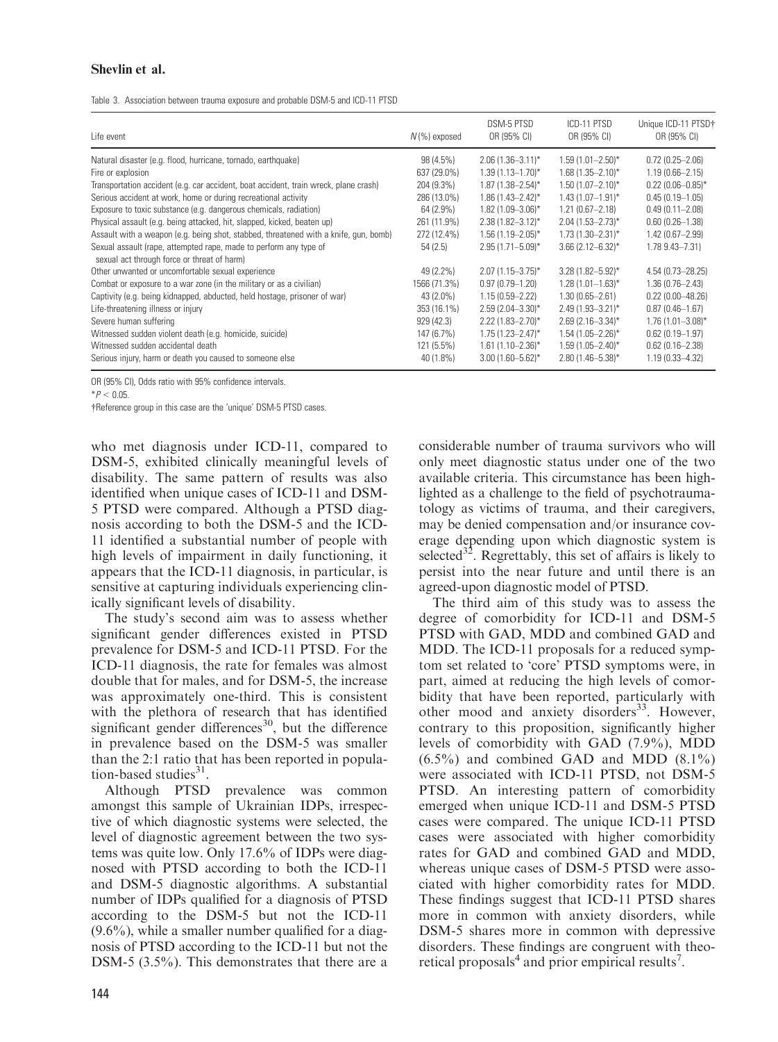Table 3. Association between trauma exposure and probable DSM-5 and ICD-11 PTSD

| Life event | $N$ (%) exposed | DSM-5 PTSD OR (95% CI) | ICD-11 PTSD OR (95% CI) | Unique ICD-11 PTSD† OR (95% CI) |
|---|---|---|---|---|
| Natural disaster (e.g. flood, hurricane, tornado, earthquake) | 98 (4.5%) | 2.06 (1.36–3.11)* | 1.59 (1.01–2.50)* | 0.72 (0.25–2.06) |
| Fire or explosion | 637 (29.0%) | 1.39 (1.13–1.70)* | 1.68 (1.35–2.10)* | 1.19 (0.66–2.15) |
| Transportation accident (e.g. car accident, boat accident, train wreck, plane crash) | 204 (9.3%) | 1.87 (1.38–2.54)* | 1.50 (1.07–2.10)* | 0.22 (0.06–0.85)* |
| Serious accident at work, home or during recreational activity | 286 (13.0%) | 1.86 (1.43–2.42)* | 1.43 (1.07–1.91)* | 0.45 (0.19–1.05) |
| Exposure to toxic substance (e.g. dangerous chemicals, radiation) | 64 (2.9%) | 1.82 (1.09–3.06)* | 1.21 (0.67–2.18) | 0.49 (0.11–2.08) |
| Physical assault (e.g. being attacked, hit, slapped, kicked, beaten up) | 261 (11.9%) | 2.38 (1.82–3.12)* | 2.04 (1.53–2.73)* | 0.60 (0.26–1.38) |
| Assault with a weapon (e.g. being shot, stabbed, threatened with a knife, gun, bomb) | 272 (12.4%) | 1.56 (1.19–2.05)* | 1.73 (1.30–2.31)* | 1.42 (0.67–2.99) |
| Sexual assault (rape, attempted rape, made to perform any type of sexual act through force or threat of harm) | 54 (2.5) | 2.95 (1.71–5.09)* | 3.66 (2.12–6.32)* | 1.78 9.43–7.31) |
| Other unwanted or uncomfortable sexual experience | 49 (2.2%) | 2.07 (1.15–3.75)* | 3.28 (1.82–5.92)* | 4.54 (0.73–28.25) |
| Combat or exposure to a war zone (in the military or as a civilian) | 1566 (71.3%) | 0.97 (0.79–1.20) | 1.28 (1.01–1.63)* | 1.36 (0.76–2.43) |
| Captivity (e.g. being kidnapped, abducted, held hostage, prisoner of war) | 43 (2.0%) | 1.15 (0.59–2.22) | 1.30 (0.65–2.61) | 0.22 (0.00–48.26) |
| Life-threatening illness or injury | 353 (16.1%) | 2.59 (2.04–3.30)* | 2.49 (1.93–3.21)* | 0.87 (0.46–1.67) |
| Severe human suffering | 929 (42.3) | 2.22 (1.83–2.70)* | 2.69 (2.16–3.34)* | 1.76 (1.01–3.08)* |
| Witnessed sudden violent death (e.g. homicide, suicide) | 147 (6.7%) | 1.75 (1.23–2.47)* | 1.54 (1.05–2.26)* | 0.62 (0.19–1.97) |
| Witnessed sudden accidental death | 121 (5.5%) | 1.61 (1.10–2.36)* | 1.59 (1.05–2.40)* | 0.62 (0.16–2.38) |
| Serious injury, harm or death you caused to someone else | 40 (1.8%) | 3.00 (1.60–5.62)* | 2.80 (1.46–5.38)* | 1.19 (0.33–4.32) |

OR (95% CI), Odds ratio with 95% confidence intervals.

*$P < 0.05$.

†Reference group in this case are the 'unique' DSM-5 PTSD cases.

who met diagnosis under ICD-11, compared to DSM-5, exhibited clinically meaningful levels of disability. The same pattern of results was also identified when unique cases of ICD-11 and DSM-5 PTSD were compared. Although a PTSD diagnosis according to both the DSM-5 and the ICD-11 identified a substantial number of people with high levels of impairment in daily functioning, it appears that the ICD-11 diagnosis, in particular, is sensitive at capturing individuals experiencing clinically significant levels of disability.

The study's second aim was to assess whether significant gender differences existed in PTSD prevalence for DSM-5 and ICD-11 PTSD. For the ICD-11 diagnosis, the rate for females was almost double that for males, and for DSM-5, the increase was approximately one-third. This is consistent with the plethora of research that has identified significant gender differences[30], but the difference in prevalence based on the DSM-5 was smaller than the 2:1 ratio that has been reported in population-based studies[31].

Although PTSD prevalence was common amongst this sample of Ukrainian IDPs, irrespective of which diagnostic systems were selected, the level of diagnostic agreement between the two systems was quite low. Only 17.6% of IDPs were diagnosed with PTSD according to both the ICD-11 and DSM-5 diagnostic algorithms. A substantial number of IDPs qualified for a diagnosis of PTSD according to the DSM-5 but not the ICD-11 (9.6%), while a smaller number qualified for a diagnosis of PTSD according to the ICD-11 but not the DSM-5 (3.5%). This demonstrates that there are a considerable number of trauma survivors who will only meet diagnostic status under one of the two available criteria. This circumstance has been highlighted as a challenge to the field of psychotraumatology as victims of trauma, and their caregivers, may be denied compensation and/or insurance coverage depending upon which diagnostic system is selected[32]. Regrettably, this set of affairs is likely to persist into the near future and until there is an agreed-upon diagnostic model of PTSD.

The third aim of this study was to assess the degree of comorbidity for ICD-11 and DSM-5 PTSD with GAD, MDD and combined GAD and MDD. The ICD-11 proposals for a reduced symptom set related to 'core' PTSD symptoms were, in part, aimed at reducing the high levels of comorbidity that have been reported, particularly with other mood and anxiety disorders[33]. However, contrary to this proposition, significantly higher levels of comorbidity with GAD (7.9%), MDD (6.5%) and combined GAD and MDD (8.1%) were associated with ICD-11 PTSD, not DSM-5 PTSD. An interesting pattern of comorbidity emerged when unique ICD-11 and DSM-5 PTSD cases were compared. The unique ICD-11 PTSD cases were associated with higher comorbidity rates for GAD and combined GAD and MDD, whereas unique cases of DSM-5 PTSD were associated with higher comorbidity rates for MDD. These findings suggest that ICD-11 PTSD shares more in common with anxiety disorders, while DSM-5 shares more in common with depressive disorders. These findings are congruent with theoretical proposals[4] and prior empirical results[7].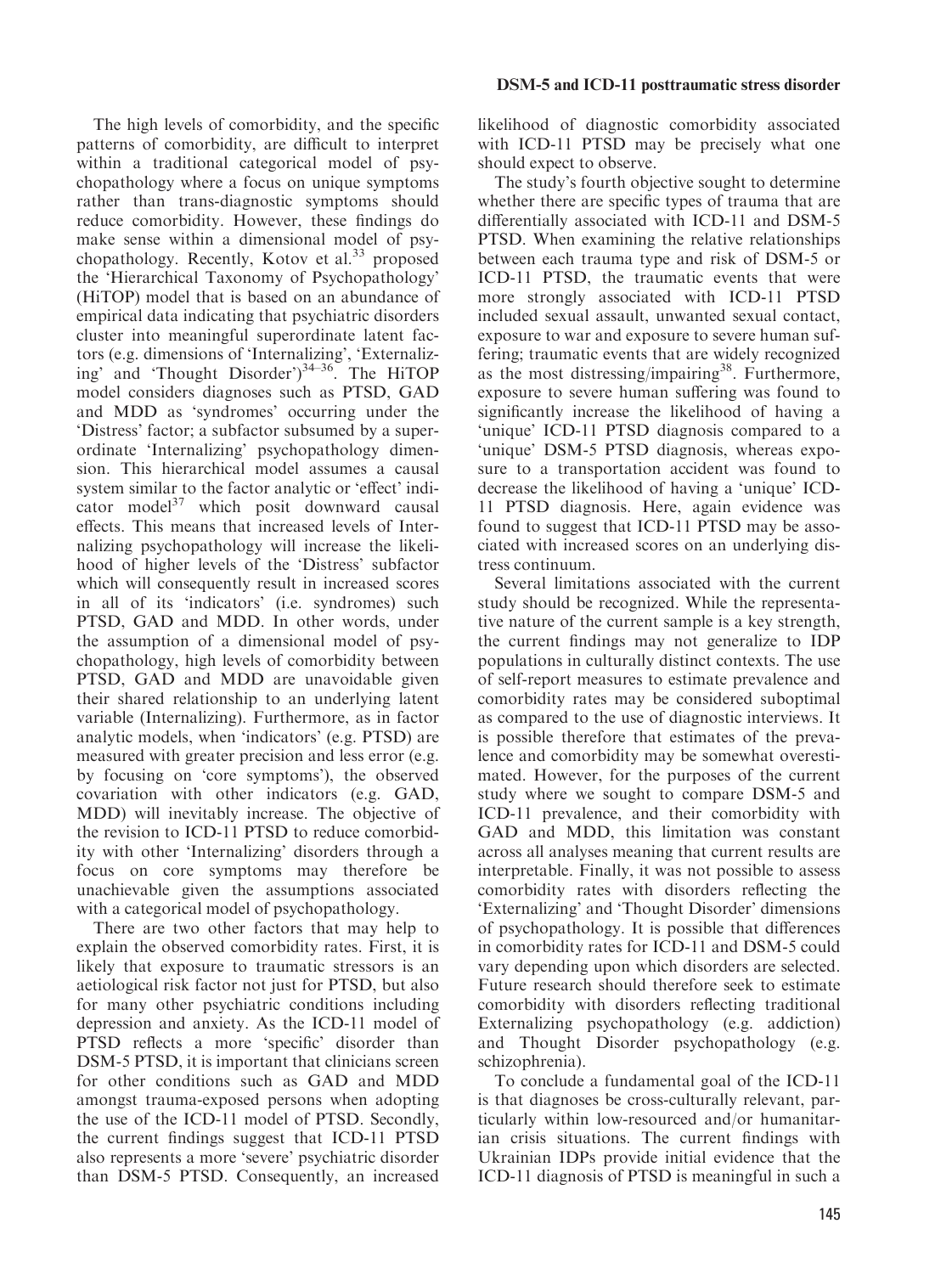The high levels of comorbidity, and the specific patterns of comorbidity, are difficult to interpret within a traditional categorical model of psychopathology where a focus on unique symptoms rather than trans-diagnostic symptoms should reduce comorbidity. However, these findings do make sense within a dimensional model of psychopathology. Recently, Kotov et al.[33] proposed the 'Hierarchical Taxonomy of Psychopathology' (HiTOP) model that is based on an abundance of empirical data indicating that psychiatric disorders cluster into meaningful superordinate latent factors (e.g. dimensions of 'Internalizing', 'Externalizing' and 'Thought Disorder')[34–36]. The HiTOP model considers diagnoses such as PTSD, GAD and MDD as 'syndromes' occurring under the 'Distress' factor; a subfactor subsumed by a superordinate 'Internalizing' psychopathology dimension. This hierarchical model assumes a causal system similar to the factor analytic or 'effect' indicator model[37] which posit downward causal effects. This means that increased levels of Internalizing psychopathology will increase the likelihood of higher levels of the 'Distress' subfactor which will consequently result in increased scores in all of its 'indicators' (i.e. syndromes) such PTSD, GAD and MDD. In other words, under the assumption of a dimensional model of psychopathology, high levels of comorbidity between PTSD, GAD and MDD are unavoidable given their shared relationship to an underlying latent variable (Internalizing). Furthermore, as in factor analytic models, when 'indicators' (e.g. PTSD) are measured with greater precision and less error (e.g. by focusing on 'core symptoms'), the observed covariation with other indicators (e.g. GAD, MDD) will inevitably increase. The objective of the revision to ICD-11 PTSD to reduce comorbidity with other 'Internalizing' disorders through a focus on core symptoms may therefore be unachievable given the assumptions associated with a categorical model of psychopathology.

There are two other factors that may help to explain the observed comorbidity rates. First, it is likely that exposure to traumatic stressors is an aetiological risk factor not just for PTSD, but also for many other psychiatric conditions including depression and anxiety. As the ICD-11 model of PTSD reflects a more 'specific' disorder than DSM-5 PTSD, it is important that clinicians screen for other conditions such as GAD and MDD amongst trauma-exposed persons when adopting the use of the ICD-11 model of PTSD. Secondly, the current findings suggest that ICD-11 PTSD also represents a more 'severe' psychiatric disorder than DSM-5 PTSD. Consequently, an increased likelihood of diagnostic comorbidity associated with ICD-11 PTSD may be precisely what one should expect to observe.

The study's fourth objective sought to determine whether there are specific types of trauma that are differentially associated with ICD-11 and DSM-5 PTSD. When examining the relative relationships between each trauma type and risk of DSM-5 or ICD-11 PTSD, the traumatic events that were more strongly associated with ICD-11 PTSD included sexual assault, unwanted sexual contact, exposure to war and exposure to severe human suffering; traumatic events that are widely recognized as the most distressing/impairing[38]. Furthermore, exposure to severe human suffering was found to significantly increase the likelihood of having a 'unique' ICD-11 PTSD diagnosis compared to a 'unique' DSM-5 PTSD diagnosis, whereas exposure to a transportation accident was found to decrease the likelihood of having a 'unique' ICD-11 PTSD diagnosis. Here, again evidence was found to suggest that ICD-11 PTSD may be associated with increased scores on an underlying distress continuum.

Several limitations associated with the current study should be recognized. While the representative nature of the current sample is a key strength, the current findings may not generalize to IDP populations in culturally distinct contexts. The use of self-report measures to estimate prevalence and comorbidity rates may be considered suboptimal as compared to the use of diagnostic interviews. It is possible therefore that estimates of the prevalence and comorbidity may be somewhat overestimated. However, for the purposes of the current study where we sought to compare DSM-5 and ICD-11 prevalence, and their comorbidity with GAD and MDD, this limitation was constant across all analyses meaning that current results are interpretable. Finally, it was not possible to assess comorbidity rates with disorders reflecting the 'Externalizing' and 'Thought Disorder' dimensions of psychopathology. It is possible that differences in comorbidity rates for ICD-11 and DSM-5 could vary depending upon which disorders are selected. Future research should therefore seek to estimate comorbidity with disorders reflecting traditional Externalizing psychopathology (e.g. addiction) and Thought Disorder psychopathology (e.g. schizophrenia).

To conclude a fundamental goal of the ICD-11 is that diagnoses be cross-culturally relevant, particularly within low-resourced and/or humanitarian crisis situations. The current findings with Ukrainian IDPs provide initial evidence that the ICD-11 diagnosis of PTSD is meaningful in such a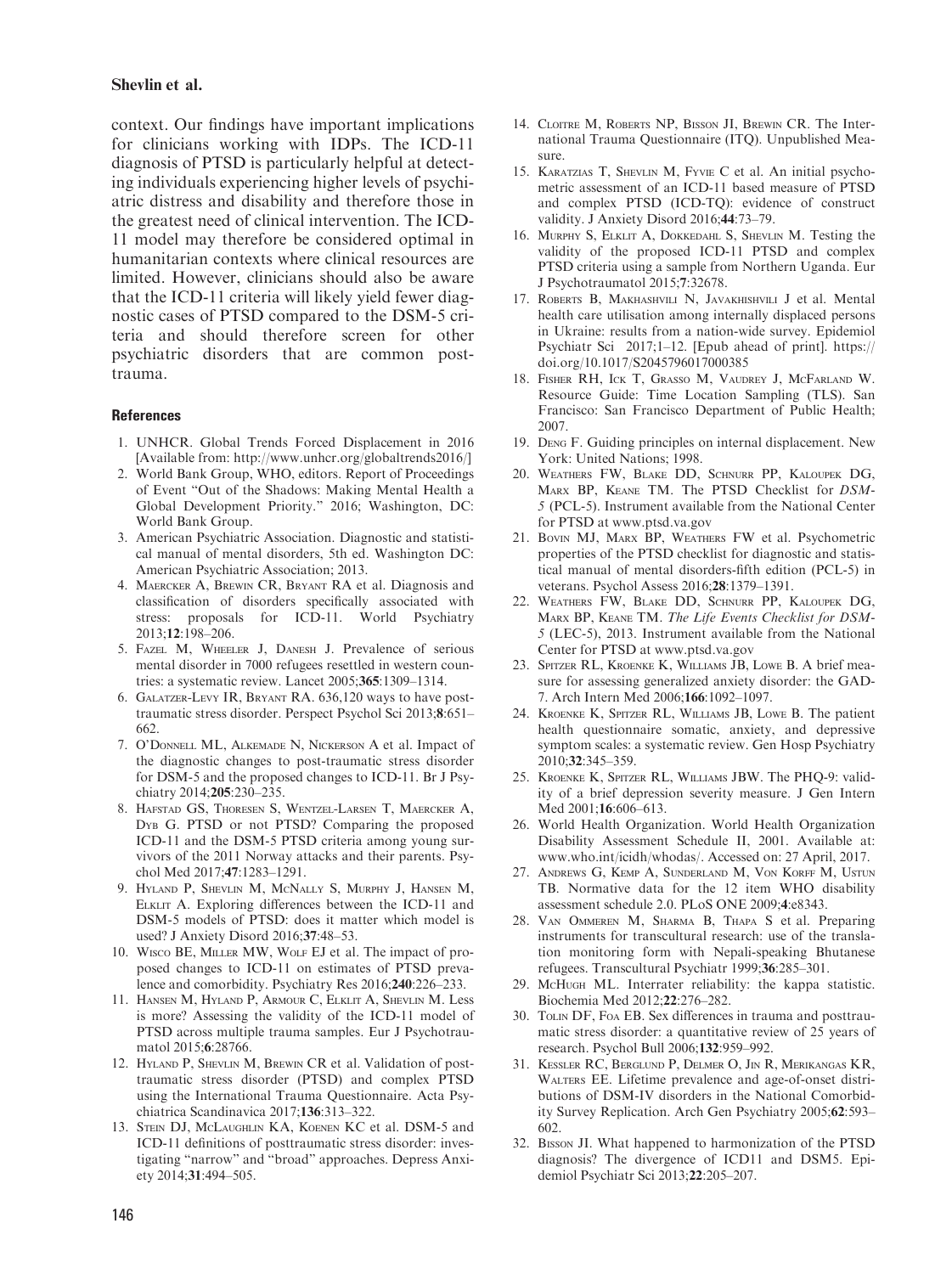context. Our findings have important implications for clinicians working with IDPs. The ICD-11 diagnosis of PTSD is particularly helpful at detecting individuals experiencing higher levels of psychiatric distress and disability and therefore those in the greatest need of clinical intervention. The ICD-11 model may therefore be considered optimal in humanitarian contexts where clinical resources are limited. However, clinicians should also be aware that the ICD-11 criteria will likely yield fewer diagnostic cases of PTSD compared to the DSM-5 criteria and should therefore screen for other psychiatric disorders that are common post-trauma.

## References

1. UNHCR. Global Trends Forced Displacement in 2016 [Available from: http://www.unhcr.org/globaltrends2016/]
2. World Bank Group, WHO, editors. Report of Proceedings of Event "Out of the Shadows: Making Mental Health a Global Development Priority." 2016; Washington, DC: World Bank Group.
3. American Psychiatric Association. Diagnostic and statistical manual of mental disorders, 5th ed. Washington DC: American Psychiatric Association; 2013.
4. Maercker A, Brewin CR, Bryant RA et al. Diagnosis and classification of disorders specifically associated with stress: proposals for ICD-11. World Psychiatry 2013;**12**:198–206.
5. Fazel M, Wheeler J, Danesh J. Prevalence of serious mental disorder in 7000 refugees resettled in western countries: a systematic review. Lancet 2005;**365**:1309–1314.
6. Galatzer-Levy IR, Bryant RA. 636,120 ways to have posttraumatic stress disorder. Perspect Psychol Sci 2013;**8**:651–662.
7. O'Donnell ML, Alkemade N, Nickerson A et al. Impact of the diagnostic changes to post-traumatic stress disorder for DSM-5 and the proposed changes to ICD-11. Br J Psychiatry 2014;**205**:230–235.
8. Hafstad GS, Thoresen S, Wentzel-Larsen T, Maercker A, Dyb G. PTSD or not PTSD? Comparing the proposed ICD-11 and the DSM-5 PTSD criteria among young survivors of the 2011 Norway attacks and their parents. Psychol Med 2017;**47**:1283–1291.
9. Hyland P, Shevlin M, McNally S, Murphy J, Hansen M, Elklit A. Exploring differences between the ICD-11 and DSM-5 models of PTSD: does it matter which model is used? J Anxiety Disord 2016;**37**:48–53.
10. Wisco BE, Miller MW, Wolf EJ et al. The impact of proposed changes to ICD-11 on estimates of PTSD prevalence and comorbidity. Psychiatry Res 2016;**240**:226–233.
11. Hansen M, Hyland P, Armour C, Elklit A, Shevlin M. Less is more? Assessing the validity of the ICD-11 model of PTSD across multiple trauma samples. Eur J Psychotraumatol 2015;**6**:28766.
12. Hyland P, Shevlin M, Brewin CR et al. Validation of posttraumatic stress disorder (PTSD) and complex PTSD using the International Trauma Questionnaire. Acta Psychiatrica Scandinavica 2017;**136**:313–322.
13. Stein DJ, McLaughlin KA, Koenen KC et al. DSM-5 and ICD-11 definitions of posttraumatic stress disorder: investigating "narrow" and "broad" approaches. Depress Anxiety 2014;**31**:494–505.
14. Cloitre M, Roberts NP, Bisson JI, Brewin CR. The International Trauma Questionnaire (ITQ). Unpublished Measure.
15. Karatzias T, Shevlin M, Fyvie C et al. An initial psychometric assessment of an ICD-11 based measure of PTSD and complex PTSD (ICD-TQ): evidence of construct validity. J Anxiety Disord 2016;**44**:73–79.
16. Murphy S, Elklit A, Dokkedahl S, Shevlin M. Testing the validity of the proposed ICD-11 PTSD and complex PTSD criteria using a sample from Northern Uganda. Eur J Psychotraumatol 2015;**7**:32678.
17. Roberts B, Makhashvili N, Javakhishvili J et al. Mental health care utilisation among internally displaced persons in Ukraine: results from a nation-wide survey. Epidemiol Psychiatr Sci 2017;1–12. [Epub ahead of print]. https://doi.org/10.1017/S2045796017000385
18. Fisher RH, Ick T, Grasso M, Vaudrey J, McFarland W. Resource Guide: Time Location Sampling (TLS). San Francisco: San Francisco Department of Public Health; 2007.
19. Deng F. Guiding principles on internal displacement. New York: United Nations; 1998.
20. Weathers FW, Blake DD, Schnurr PP, Kaloupek DG, Marx BP, Keane TM. The PTSD Checklist for *DSM-5* (PCL-5). Instrument available from the National Center for PTSD at www.ptsd.va.gov
21. Bovin MJ, Marx BP, Weathers FW et al. Psychometric properties of the PTSD checklist for diagnostic and statistical manual of mental disorders-fifth edition (PCL-5) in veterans. Psychol Assess 2016;**28**:1379–1391.
22. Weathers FW, Blake DD, Schnurr PP, Kaloupek DG, Marx BP, Keane TM. *The Life Events Checklist for DSM-5* (LEC-5), 2013. Instrument available from the National Center for PTSD at www.ptsd.va.gov
23. Spitzer RL, Kroenke K, Williams JB, Lowe B. A brief measure for assessing generalized anxiety disorder: the GAD-7. Arch Intern Med 2006;**166**:1092–1097.
24. Kroenke K, Spitzer RL, Williams JB, Lowe B. The patient health questionnaire somatic, anxiety, and depressive symptom scales: a systematic review. Gen Hosp Psychiatry 2010;**32**:345–359.
25. Kroenke K, Spitzer RL, Williams JBW. The PHQ-9: validity of a brief depression severity measure. J Gen Intern Med 2001;**16**:606–613.
26. World Health Organization. World Health Organization Disability Assessment Schedule II, 2001. Available at: www.who.int/icidh/whodas/. Accessed on: 27 April, 2017.
27. Andrews G, Kemp A, Sunderland M, Von Korff M, Ustun TB. Normative data for the 12 item WHO disability assessment schedule 2.0. PLoS ONE 2009;**4**:e8343.
28. Van Ommeren M, Sharma B, Thapa S et al. Preparing instruments for transcultural research: use of the translation monitoring form with Nepali-speaking Bhutanese refugees. Transcultural Psychiatr 1999;**36**:285–301.
29. McHugh ML. Interrater reliability: the kappa statistic. Biochemia Med 2012;**22**:276–282.
30. Tolin DF, Foa EB. Sex differences in trauma and posttraumatic stress disorder: a quantitative review of 25 years of research. Psychol Bull 2006;**132**:959–992.
31. Kessler RC, Berglund P, Delmer O, Jin R, Merikangas KR, Walters EE. Lifetime prevalence and age-of-onset distributions of DSM-IV disorders in the National Comorbidity Survey Replication. Arch Gen Psychiatry 2005;**62**:593–602.
32. Bisson JI. What happened to harmonization of the PTSD diagnosis? The divergence of ICD11 and DSM5. Epidemiol Psychiatr Sci 2013;**22**:205–207.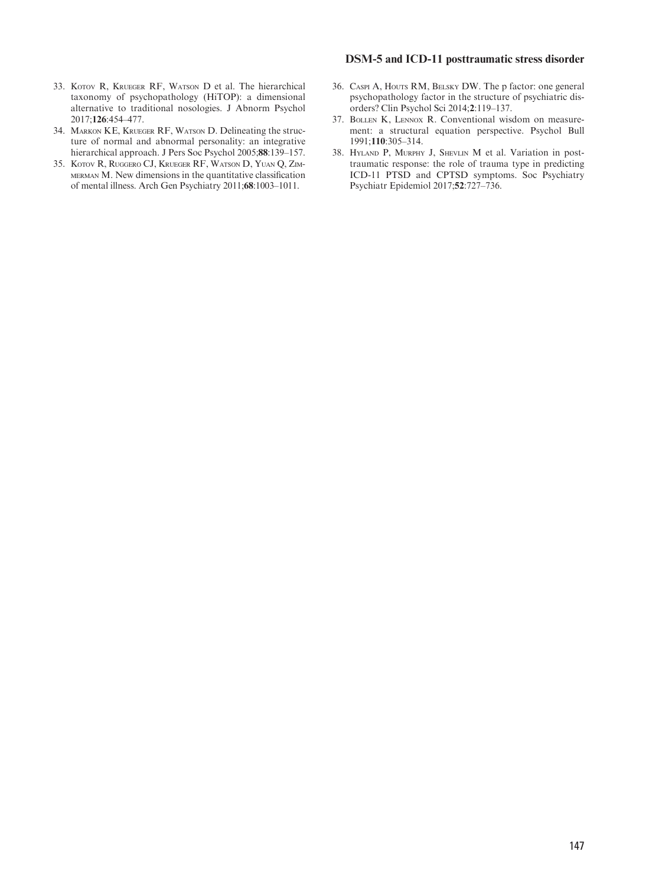33. Kotov R, Krueger RF, Watson D et al. The hierarchical taxonomy of psychopathology (HiTOP): a dimensional alternative to traditional nosologies. J Abnorm Psychol 2017;**126**:454–477.
34. Markon KE, Krueger RF, Watson D. Delineating the structure of normal and abnormal personality: an integrative hierarchical approach. J Pers Soc Psychol 2005;**88**:139–157.
35. Kotov R, Ruggero CJ, Krueger RF, Watson D, Yuan Q, Zimmerman M. New dimensions in the quantitative classification of mental illness. Arch Gen Psychiatry 2011;**68**:1003–1011.
36. Caspi A, Houts RM, Belsky DW. The p factor: one general psychopathology factor in the structure of psychiatric disorders? Clin Psychol Sci 2014;**2**:119–137.
37. Bollen K, Lennox R. Conventional wisdom on measurement: a structural equation perspective. Psychol Bull 1991;**110**:305–314.
38. Hyland P, Murphy J, Shevlin M et al. Variation in posttraumatic response: the role of trauma type in predicting ICD-11 PTSD and CPTSD symptoms. Soc Psychiatry Psychiatr Epidemiol 2017;**52**:727–736.